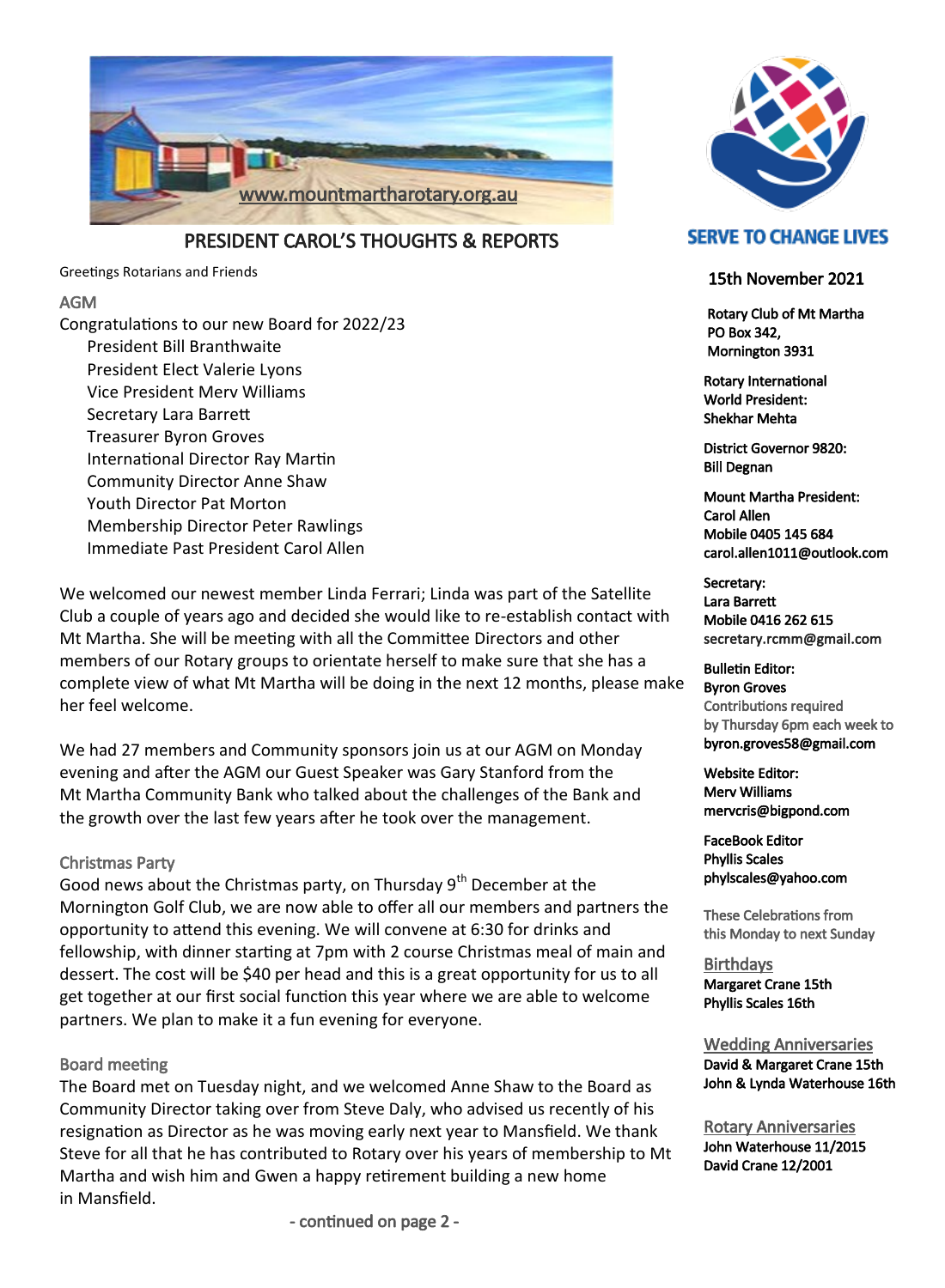www.mountmartharotary.org.au

# PRESIDENT CAROL'S THOUGHTS & REPORTS

Greetings Rotarians and Friends

## AGM

Congratulations to our new Board for 2022/23

- President Bill Branthwaite
- President Elect Valerie Lyons
- Vice President Merv Williams
- Secretary Lara Barrett
- Treasurer Byron Groves
- International Director Ray Martin
- Community Director Anne Shaw
- Youth Director Pat Morton
- Membership Director Peter Rawlings
- Immediate Past President Carol Allen

We welcomed our newest member Linda Ferrari; Linda was part of the Satellite Club a couple of years ago and decided she would like to re-establish contact with Mt Martha. She will be meeting with all the Committee Directors and other members of our Rotary groups to orientate herself to make sure that she has a complete view of what Mt Martha will be doing in the next 12 months, please make her feel welcome.

We had 27 members and Community sponsors join us at our AGM on Monday evening and after the AGM our Guest Speaker was Gary Stanford from the Mt Martha Community Bank who talked about the challenges of the Bank and the growth over the last few years after he took over the management.

## Christmas Party

Good news about the Christmas party, on Thursday 9th December at the Mornington Golf Club, we are now able to offer all our members and partners the opportunity to attend this evening. We will convene at 6:30 for drinks and fellowship, with dinner starting at 7pm with 2 course Christmas meal of main and dessert. The cost will be $40 per head and this is a great opportunity for us to all get together at our first social function this year where we are able to welcome partners. We plan to make it a fun evening for everyone.

## Board meeting

The Board met on Tuesday night, and we welcomed Anne Shaw to the Board as Community Director taking over from Steve Daly, who advised us recently of his resignation as Director as he was moving early next year to Mansfield. We thank Steve for all that he has contributed to Rotary over his years of membership to Mt Martha and wish him and Gwen a happy retirement building a new home in Mansfield.

- continued on page 2 -

**SERVE TO CHANGE LIVES**

**15th November 2021**

**Rotary Club of Mt Martha**
**PO Box 342,**
**Mornington 3931**

**Rotary International World President:**
**Shekhar Mehta**

**District Governor 9820:**
**Bill Degnan**

**Mount Martha President:**
**Carol Allen**
**Mobile 0405 145 684**
**carol.allen1011@outlook.com**

**Secretary:**
**Lara Barrett**
**Mobile 0416 262 615**
**secretary.rcmm@gmail.com**

**Bulletin Editor:**
**Byron Groves**
Contributions required by Thursday 6pm each week to
**byron.groves58@gmail.com**

**Website Editor:**
**Merv Williams**
**mervcris@bigpond.com**

**FaceBook Editor**
**Phyllis Scales**
**phylscales@yahoo.com**

These Celebrations from this Monday to next Sunday

**Birthdays**
- Margaret Crane 15th
- Phyllis Scales 16th

**Wedding Anniversaries**
- David & Margaret Crane 15th
- John & Lynda Waterhouse 16th

**Rotary Anniversaries**
- John Waterhouse 11/2015
- David Crane 12/2001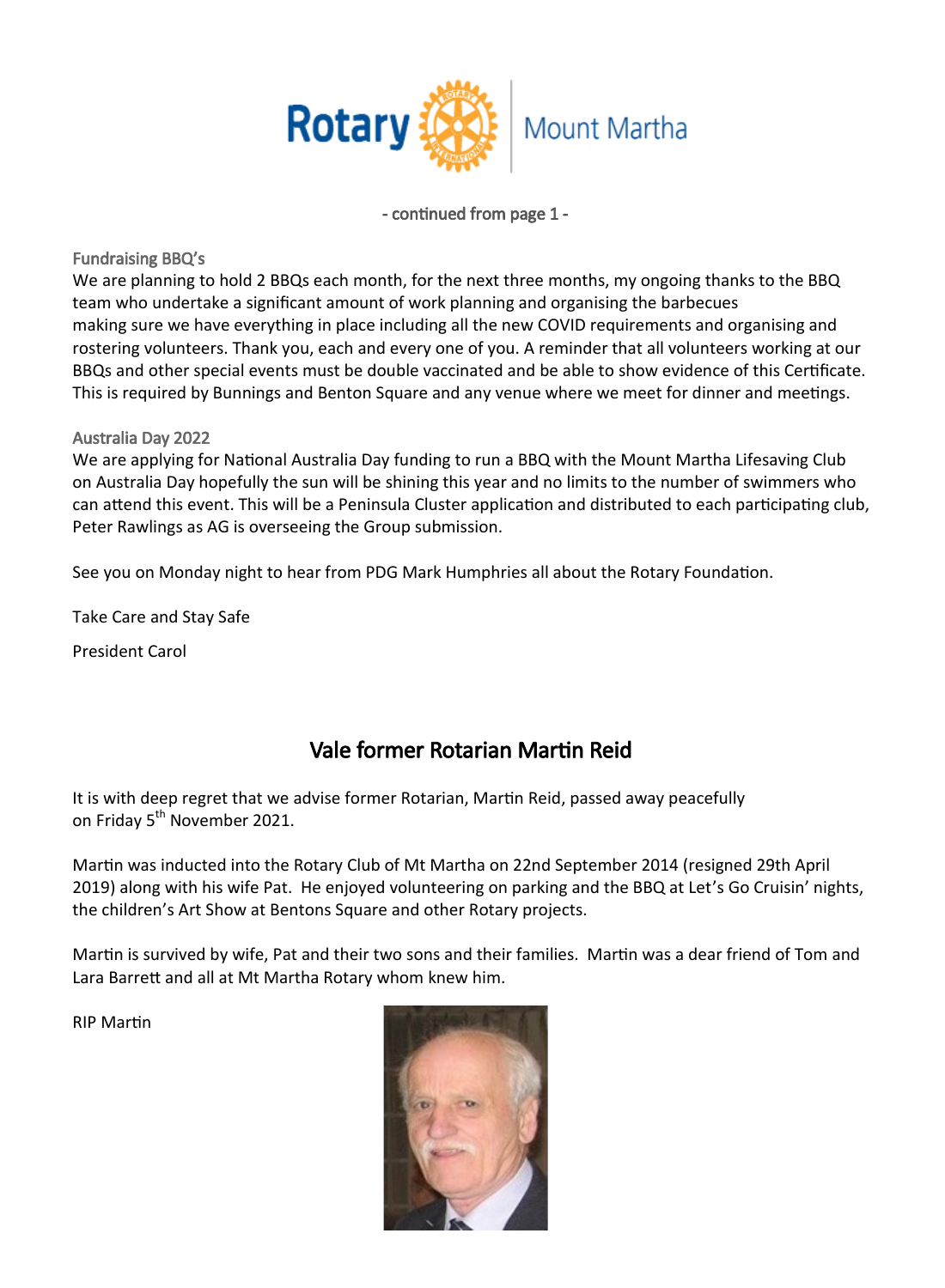- continued from page 1 -

### Fundraising BBQ's

We are planning to hold 2 BBQs each month, for the next three months, my ongoing thanks to the BBQ team who undertake a significant amount of work planning and organising the barbecues making sure we have everything in place including all the new COVID requirements and organising and rostering volunteers. Thank you, each and every one of you. A reminder that all volunteers working at our BBQs and other special events must be double vaccinated and be able to show evidence of this Certificate. This is required by Bunnings and Benton Square and any venue where we meet for dinner and meetings.

### Australia Day 2022

We are applying for National Australia Day funding to run a BBQ with the Mount Martha Lifesaving Club on Australia Day hopefully the sun will be shining this year and no limits to the number of swimmers who can attend this event. This will be a Peninsula Cluster application and distributed to each participating club, Peter Rawlings as AG is overseeing the Group submission.

See you on Monday night to hear from PDG Mark Humphries all about the Rotary Foundation.

Take Care and Stay Safe

President Carol

## Vale former Rotarian Martin Reid

It is with deep regret that we advise former Rotarian, Martin Reid, passed away peacefully on Friday 5th November 2021.

Martin was inducted into the Rotary Club of Mt Martha on 22nd September 2014 (resigned 29th April 2019) along with his wife Pat. He enjoyed volunteering on parking and the BBQ at Let's Go Cruisin' nights, the children's Art Show at Bentons Square and other Rotary projects.

Martin is survived by wife, Pat and their two sons and their families. Martin was a dear friend of Tom and Lara Barrett and all at Mt Martha Rotary whom knew him.

RIP Martin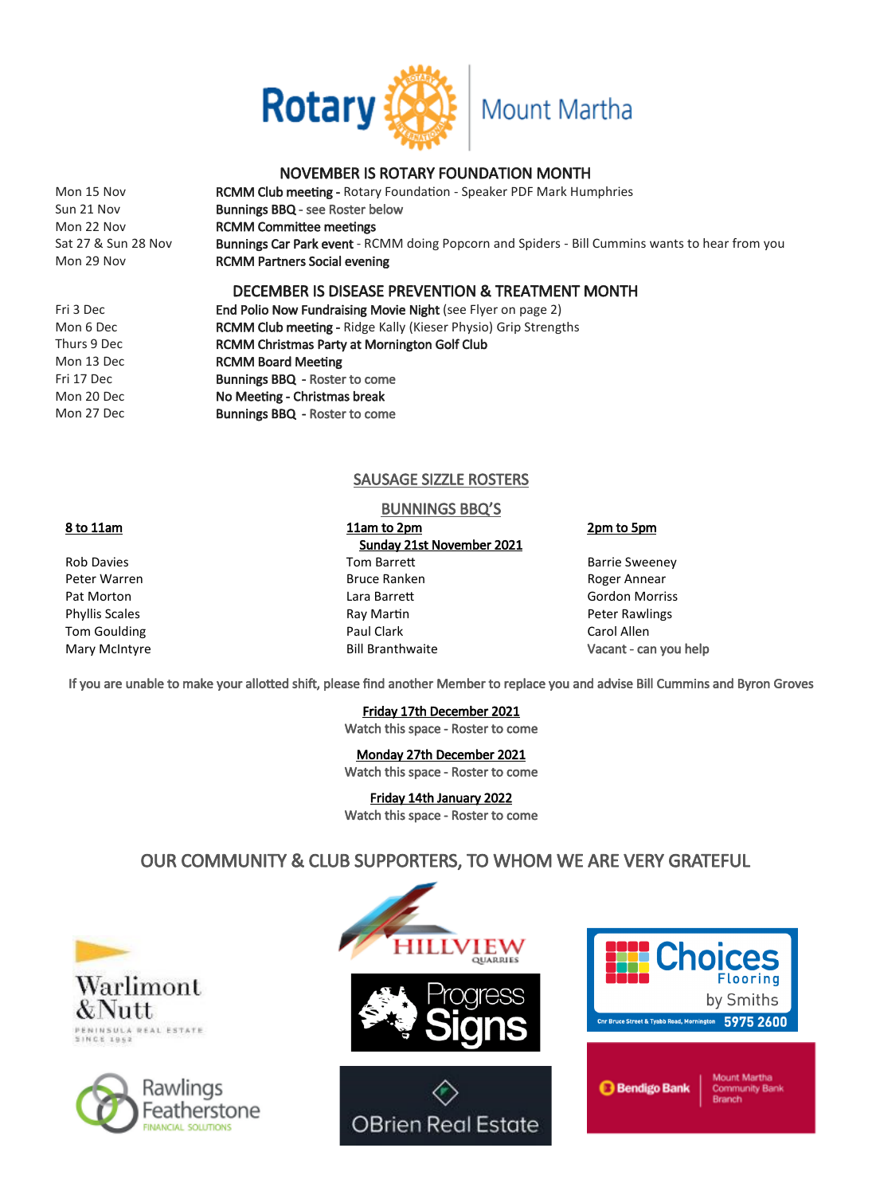Rotary Mount Martha

## NOVEMBER IS ROTARY FOUNDATION MONTH

| | |
|---|---|
| Mon 15 Nov | **RCMM Club meeting -** Rotary Foundation - Speaker PDF Mark Humphries |
| Sun 21 Nov | **Bunnings BBQ** - see Roster below |
| Mon 22 Nov | **RCMM Committee meetings** |
| Sat 27 & Sun 28 Nov | **Bunnings Car Park event** - RCMM doing Popcorn and Spiders - Bill Cummins wants to hear from you |
| Mon 29 Nov | **RCMM Partners Social evening** |

## DECEMBER IS DISEASE PREVENTION & TREATMENT MONTH

| | |
|---|---|
| Fri 3 Dec | **End Polio Now Fundraising Movie Night** (see Flyer on page 2) |
| Mon 6 Dec | **RCMM Club meeting -** Ridge Kally (Kieser Physio) Grip Strengths |
| Thurs 9 Dec | **RCMM Christmas Party at Mornington Golf Club** |
| Mon 13 Dec | **RCMM Board Meeting** |
| Fri 17 Dec | **Bunnings BBQ** - Roster to come |
| Mon 20 Dec | **No Meeting - Christmas break** |
| Mon 27 Dec | **Bunnings BBQ** - Roster to come |

## SAUSAGE SIZZLE ROSTERS

### BUNNINGS BBQ'S

**Sunday 21st November 2021**

| 8 to 11am | 11am to 2pm | 2pm to 5pm |
|---|---|---|
| Rob Davies | Tom Barrett | Barrie Sweeney |
| Peter Warren | Bruce Ranken | Roger Annear |
| Pat Morton | Lara Barrett | Gordon Morriss |
| Phyllis Scales | Ray Martin | Peter Rawlings |
| Tom Goulding | Paul Clark | Carol Allen |
| Mary McIntyre | Bill Branthwaite | Vacant - can you help |

If you are unable to make your allotted shift, please find another Member to replace you and advise Bill Cummins and Byron Groves

**Friday 17th December 2021**
Watch this space - Roster to come

**Monday 27th December 2021**
Watch this space - Roster to come

**Friday 14th January 2022**
Watch this space - Roster to come

## OUR COMMUNITY & CLUB SUPPORTERS, TO WHOM WE ARE VERY GRATEFUL

Warlimont & Nutt Peninsula Real Estate Since 1952

Hillview Quarries

Choices Flooring by Smiths — Cnr Bruce Street & Tyabb Road, Mornington 5975 2600

Progress Signs

Rawlings Featherstone Financial Solutions

OBrien Real Estate

Bendigo Bank Mount Martha Community Bank Branch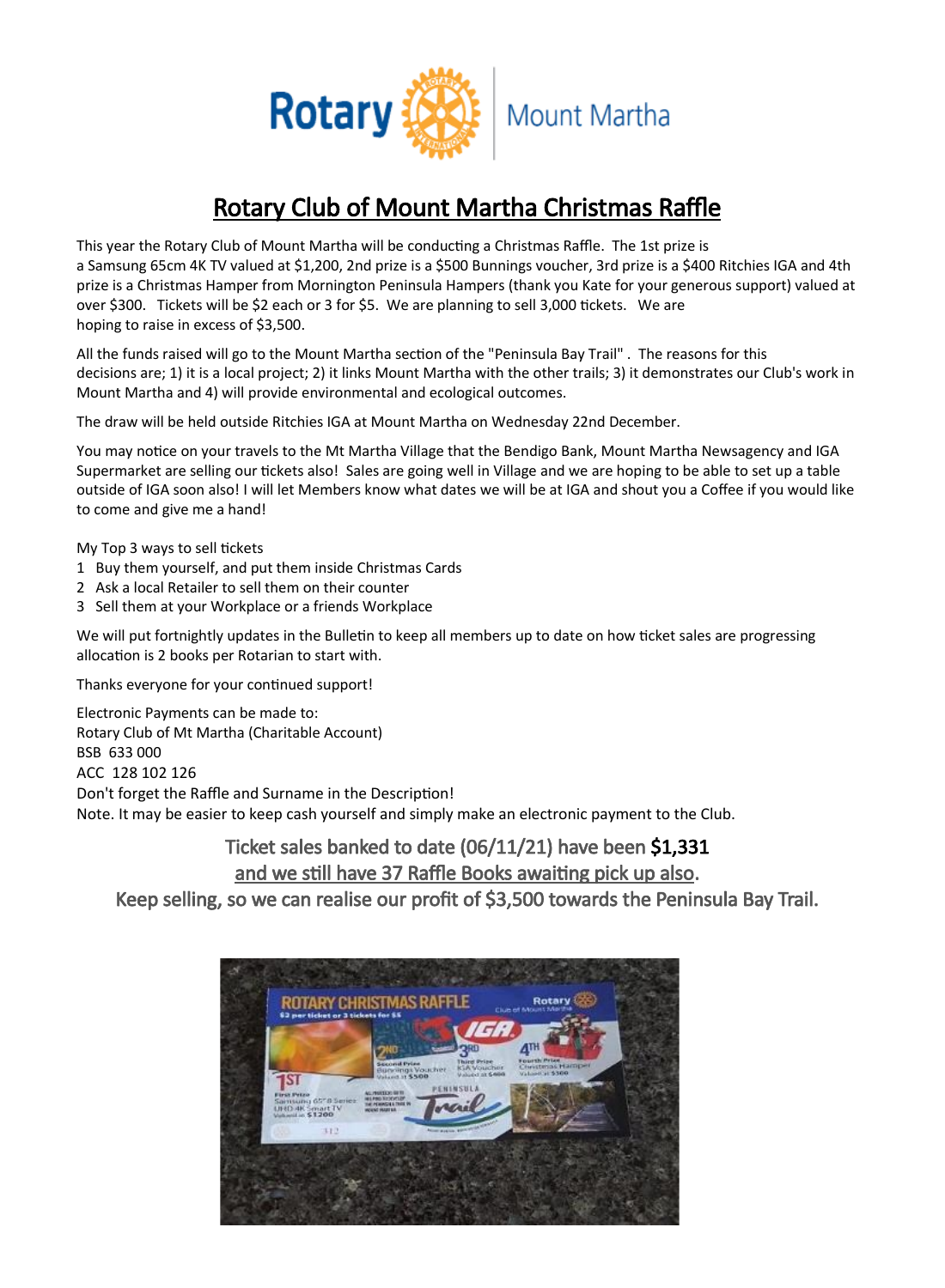Rotary Mount Martha

# Rotary Club of Mount Martha Christmas Raffle

This year the Rotary Club of Mount Martha will be conducting a Christmas Raffle. The 1st prize is a Samsung 65cm 4K TV valued at $1,200, 2nd prize is a $500 Bunnings voucher, 3rd prize is a $400 Ritchies IGA and 4th prize is a Christmas Hamper from Mornington Peninsula Hampers (thank you Kate for your generous support) valued at over $300. Tickets will be $2 each or 3 for $5. We are planning to sell 3,000 tickets. We are hoping to raise in excess of $3,500.

All the funds raised will go to the Mount Martha section of the "Peninsula Bay Trail" . The reasons for this decisions are; 1) it is a local project; 2) it links Mount Martha with the other trails; 3) it demonstrates our Club's work in Mount Martha and 4) will provide environmental and ecological outcomes.

The draw will be held outside Ritchies IGA at Mount Martha on Wednesday 22nd December.

You may notice on your travels to the Mt Martha Village that the Bendigo Bank, Mount Martha Newsagency and IGA Supermarket are selling our tickets also! Sales are going well in Village and we are hoping to be able to set up a table outside of IGA soon also! I will let Members know what dates we will be at IGA and shout you a Coffee if you would like to come and give me a hand!

My Top 3 ways to sell tickets

1. Buy them yourself, and put them inside Christmas Cards
2. Ask a local Retailer to sell them on their counter
3. Sell them at your Workplace or a friends Workplace

We will put fortnightly updates in the Bulletin to keep all members up to date on how ticket sales are progressing allocation is 2 books per Rotarian to start with.

Thanks everyone for your continued support!

Electronic Payments can be made to:
Rotary Club of Mt Martha (Charitable Account)
BSB 633 000
ACC 128 102 126
Don't forget the Raffle and Surname in the Description!
Note. It may be easier to keep cash yourself and simply make an electronic payment to the Club.

Ticket sales banked to date (06/11/21) have been **$1,331**
and we still have 37 Raffle Books awaiting pick up also.
Keep selling, so we can realise our profit of $3,500 towards the Peninsula Bay Trail.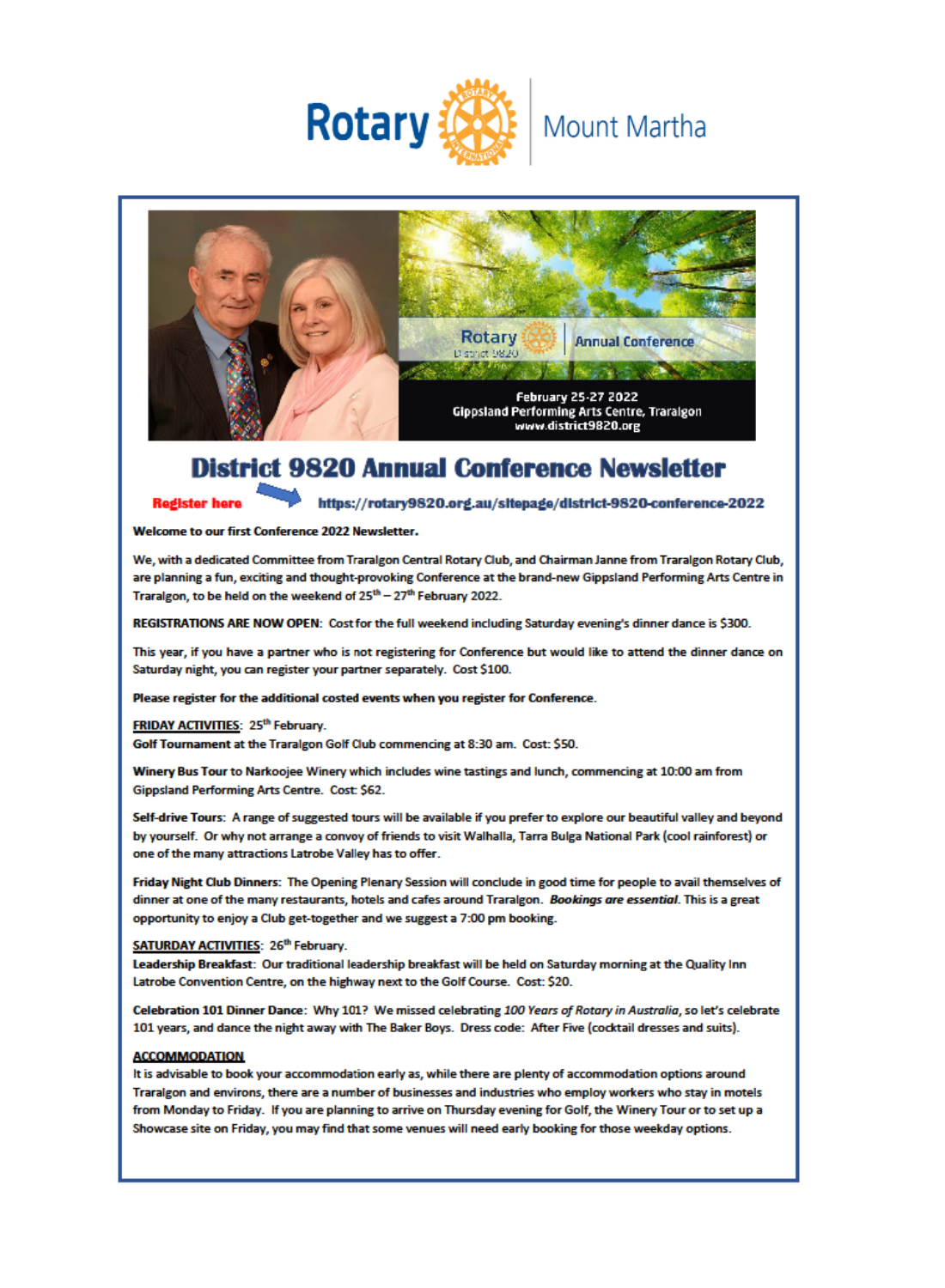Rotary | Mount Martha

Rotary District 9820 | Annual Conference

February 25-27 2022
Gippsland Performing Arts Centre, Traralgon
www.district9820.org

# District 9820 Annual Conference Newsletter

**Register here** → **https://rotary9820.org.au/sitepage/district-9820-conference-2022**

**Welcome to our first Conference 2022 Newsletter.**

We, with a dedicated Committee from Traralgon Central Rotary Club, and Chairman Janne from Traralgon Rotary Club, are planning a fun, exciting and thought-provoking Conference at the brand-new Gippsland Performing Arts Centre in Traralgon, to be held on the weekend of 25th – 27th February 2022.

**REGISTRATIONS ARE NOW OPEN**: Cost for the full weekend including Saturday evening's dinner dance is $300.

This year, if you have a partner who is not registering for Conference but would like to attend the dinner dance on Saturday night, you can register your partner separately. Cost $100.

**Please register for the additional costed events when you register for Conference.**

**FRIDAY ACTIVITIES**: 25th February.
**Golf Tournament** at the Traralgon Golf Club commencing at 8:30 am. Cost: $50.

**Winery Bus Tour** to Narkoojee Winery which includes wine tastings and lunch, commencing at 10:00 am from Gippsland Performing Arts Centre. Cost: $62.

**Self-drive Tours**: A range of suggested tours will be available if you prefer to explore our beautiful valley and beyond by yourself. Or why not arrange a convoy of friends to visit Walhalla, Tarra Bulga National Park (cool rainforest) or one of the many attractions Latrobe Valley has to offer.

**Friday Night Club Dinners**: The Opening Plenary Session will conclude in good time for people to avail themselves of dinner at one of the many restaurants, hotels and cafes around Traralgon. ***Bookings are essential.*** This is a great opportunity to enjoy a Club get-together and we suggest a 7:00 pm booking.

**SATURDAY ACTIVITIES**: 26th February.
**Leadership Breakfast**: Our traditional leadership breakfast will be held on Saturday morning at the Quality Inn Latrobe Convention Centre, on the highway next to the Golf Course. Cost: $20.

**Celebration 101 Dinner Dance**: Why 101? We missed celebrating *100 Years of Rotary in Australia*, so let's celebrate 101 years, and dance the night away with The Baker Boys. Dress code: After Five (cocktail dresses and suits).

**ACCOMMODATION**
It is advisable to book your accommodation early as, while there are plenty of accommodation options around Traralgon and environs, there are a number of businesses and industries who employ workers who stay in motels from Monday to Friday. If you are planning to arrive on Thursday evening for Golf, the Winery Tour or to set up a Showcase site on Friday, you may find that some venues will need early booking for those weekday options.